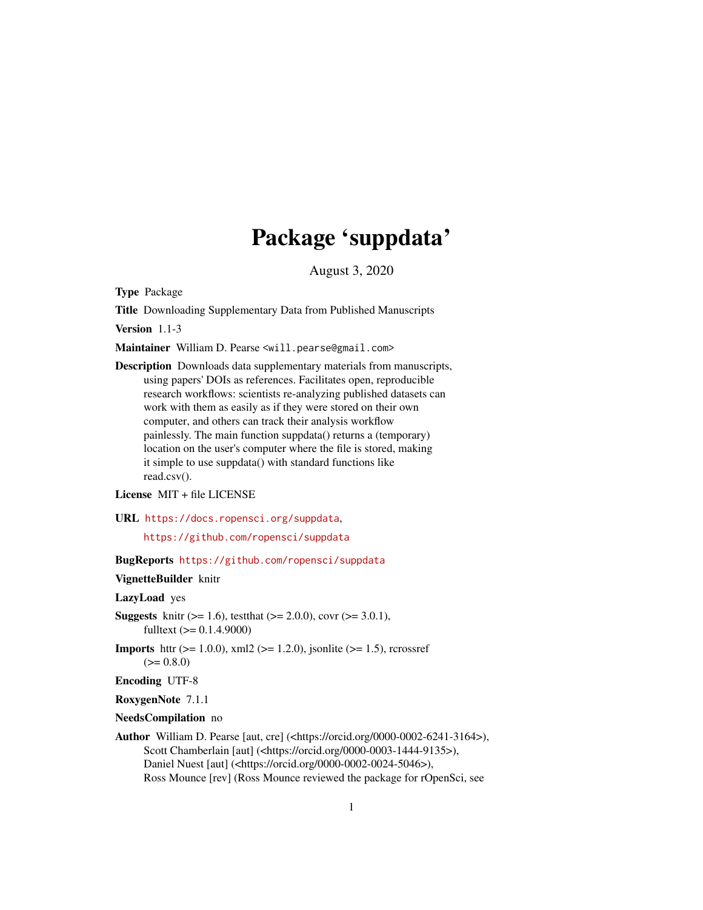# Package 'suppdata'

August 3, 2020

**Type** Package

**Title** Downloading Supplementary Data from Published Manuscripts

**Version** 1.1-3

**Maintainer** William D. Pearse <will.pearse@gmail.com>

**Description** Downloads data supplementary materials from manuscripts, using papers' DOIs as references. Facilitates open, reproducible research workflows: scientists re-analyzing published datasets can work with them as easily as if they were stored on their own computer, and others can track their analysis workflow painlessly. The main function suppdata() returns a (temporary) location on the user's computer where the file is stored, making it simple to use suppdata() with standard functions like read.csv().

**License** MIT + file LICENSE

**URL** https://docs.ropensci.org/suppdata, https://github.com/ropensci/suppdata

**BugReports** https://github.com/ropensci/suppdata

**VignetteBuilder** knitr

**LazyLoad** yes

**Suggests** knitr (>= 1.6), testthat (>= 2.0.0), covr (>= 3.0.1), fulltext (>= 0.1.4.9000)

**Imports** httr (>= 1.0.0), xml2 (>= 1.2.0), jsonlite (>= 1.5), rcrossref (>= 0.8.0)

**Encoding** UTF-8

**RoxygenNote** 7.1.1

**NeedsCompilation** no

**Author** William D. Pearse [aut, cre] (<https://orcid.org/0000-0002-6241-3164>), Scott Chamberlain [aut] (<https://orcid.org/0000-0003-1444-9135>), Daniel Nuest [aut] (<https://orcid.org/0000-0002-0024-5046>), Ross Mounce [rev] (Ross Mounce reviewed the package for rOpenSci, see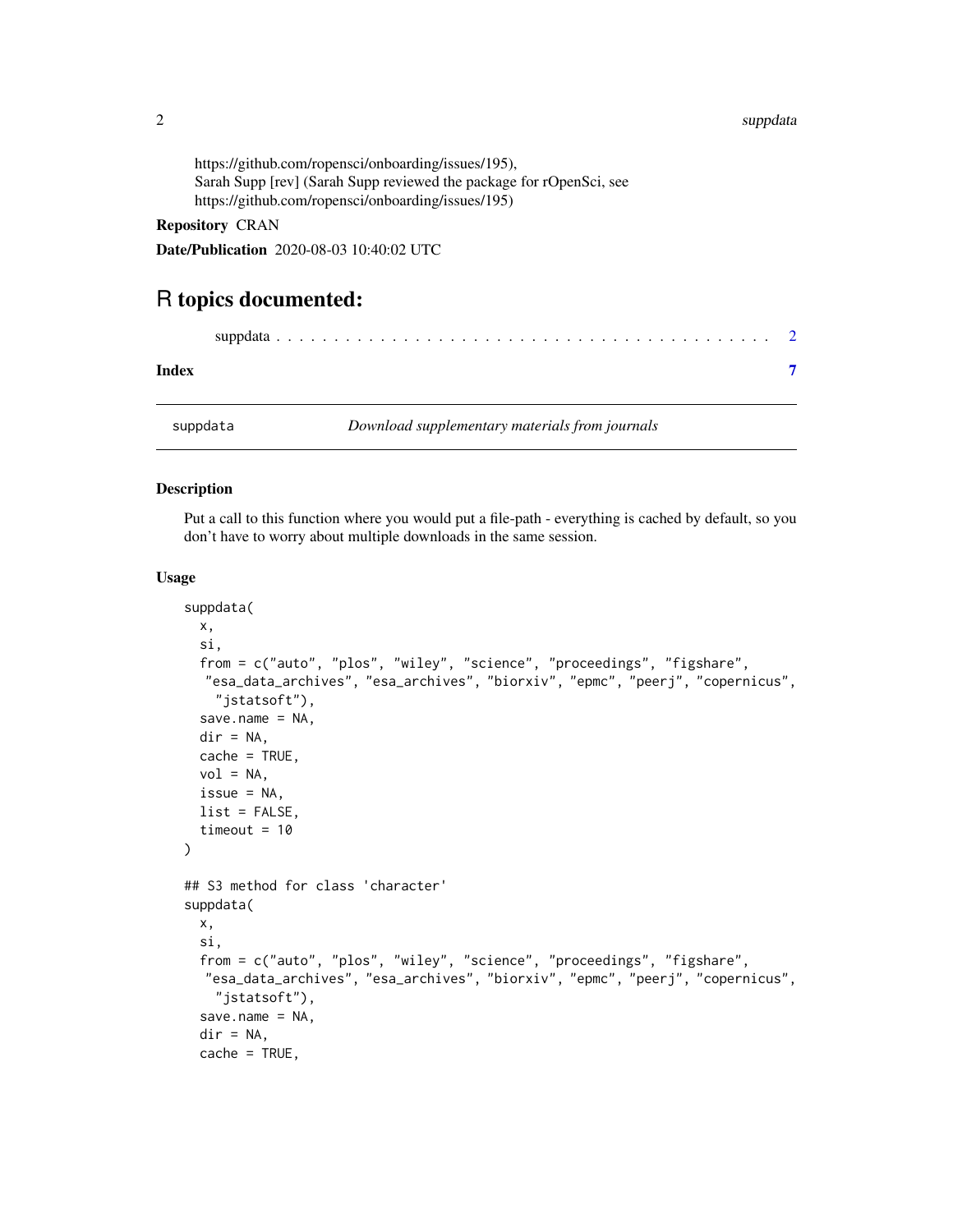https://github.com/ropensci/onboarding/issues/195),
Sarah Supp [rev] (Sarah Supp reviewed the package for rOpenSci, see
https://github.com/ropensci/onboarding/issues/195)

**Repository** CRAN

**Date/Publication** 2020-08-03 10:40:02 UTC

# R topics documented:

suppdata . . . . . . . . . . . . . . . . . . . . . . . . . . . . . . . . . . . . . . . . . 2

**Index** 7

---

suppdata *Download supplementary materials from journals*

---

### Description

Put a call to this function where you would put a file-path - everything is cached by default, so you don't have to worry about multiple downloads in the same session.

### Usage

```
suppdata(
  x,
  si,
  from = c("auto", "plos", "wiley", "science", "proceedings", "figshare",
   "esa_data_archives", "esa_archives", "biorxiv", "epmc", "peerj", "copernicus",
    "jstatsoft"),
  save.name = NA,
  dir = NA,
  cache = TRUE,
  vol = NA,
  issue = NA,
  list = FALSE,
  timeout = 10
)

## S3 method for class 'character'
suppdata(
  x,
  si,
  from = c("auto", "plos", "wiley", "science", "proceedings", "figshare",
   "esa_data_archives", "esa_archives", "biorxiv", "epmc", "peerj", "copernicus",
    "jstatsoft"),
  save.name = NA,
  dir = NA,
  cache = TRUE,
```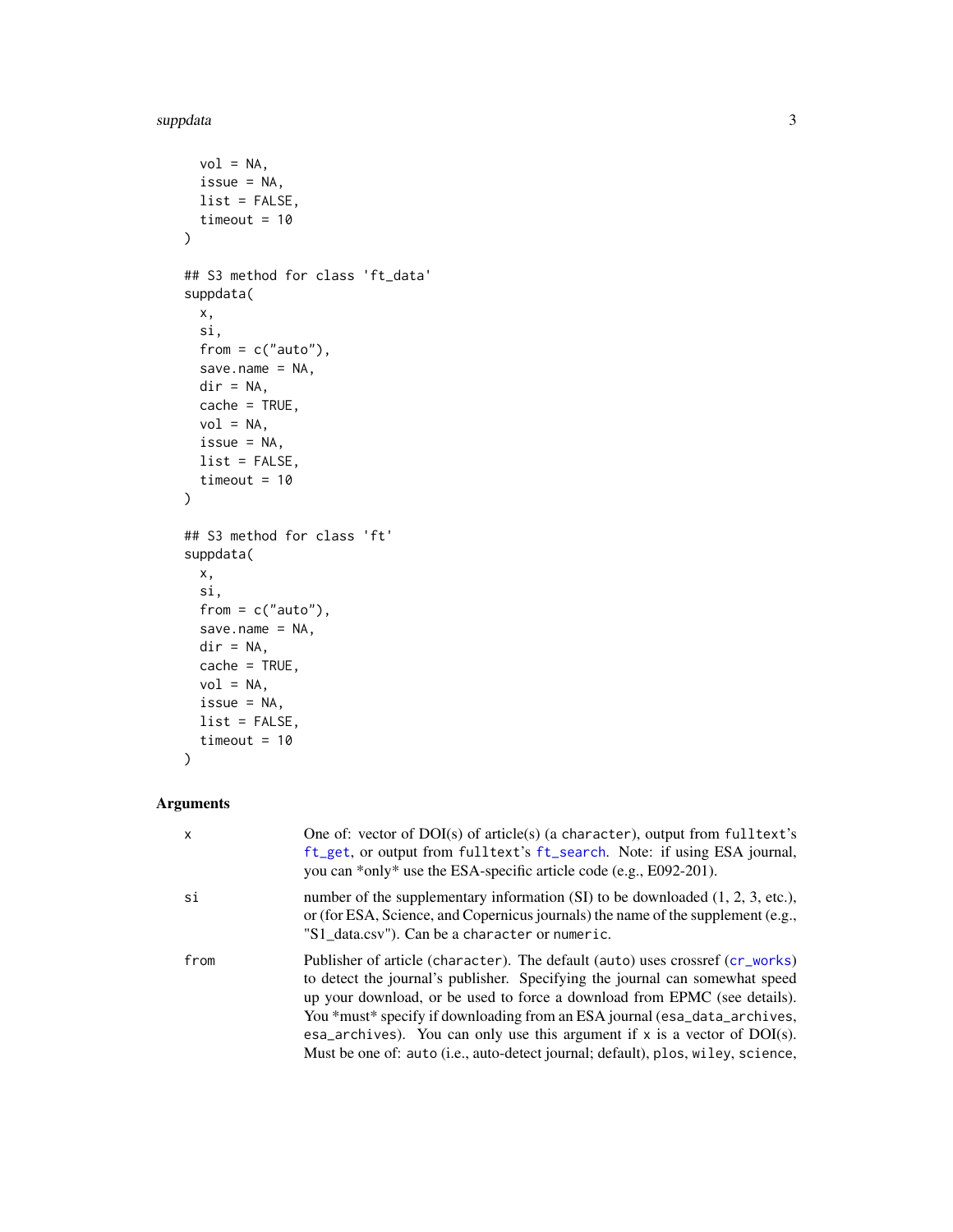```
  vol = NA,
  issue = NA,
  list = FALSE,
  timeout = 10
)

## S3 method for class 'ft_data'
suppdata(
  x,
  si,
  from = c("auto"),
  save.name = NA,
  dir = NA,
  cache = TRUE,
  vol = NA,
  issue = NA,
  list = FALSE,
  timeout = 10
)

## S3 method for class 'ft'
suppdata(
  x,
  si,
  from = c("auto"),
  save.name = NA,
  dir = NA,
  cache = TRUE,
  vol = NA,
  issue = NA,
  list = FALSE,
  timeout = 10
)
```

## Arguments

| | |
|---|---|
| `x` | One of: vector of DOI(s) of article(s) (a `character`), output from `fulltext`'s `ft_get`, or output from `fulltext`'s `ft_search`. Note: if using ESA journal, you can *only* use the ESA-specific article code (e.g., E092-201). |
| `si` | number of the supplementary information (SI) to be downloaded (1, 2, 3, etc.), or (for ESA, Science, and Copernicus journals) the name of the supplement (e.g., "S1_data.csv"). Can be a `character` or `numeric`. |
| `from` | Publisher of article (`character`). The default (`auto`) uses crossref (`cr_works`) to detect the journal's publisher. Specifying the journal can somewhat speed up your download, or be used to force a download from EPMC (see details). You *must* specify if downloading from an ESA journal (`esa_data_archives`, `esa_archives`). You can only use this argument if `x` is a vector of DOI(s). Must be one of: `auto` (i.e., auto-detect journal; default), `plos`, `wiley`, `science`, |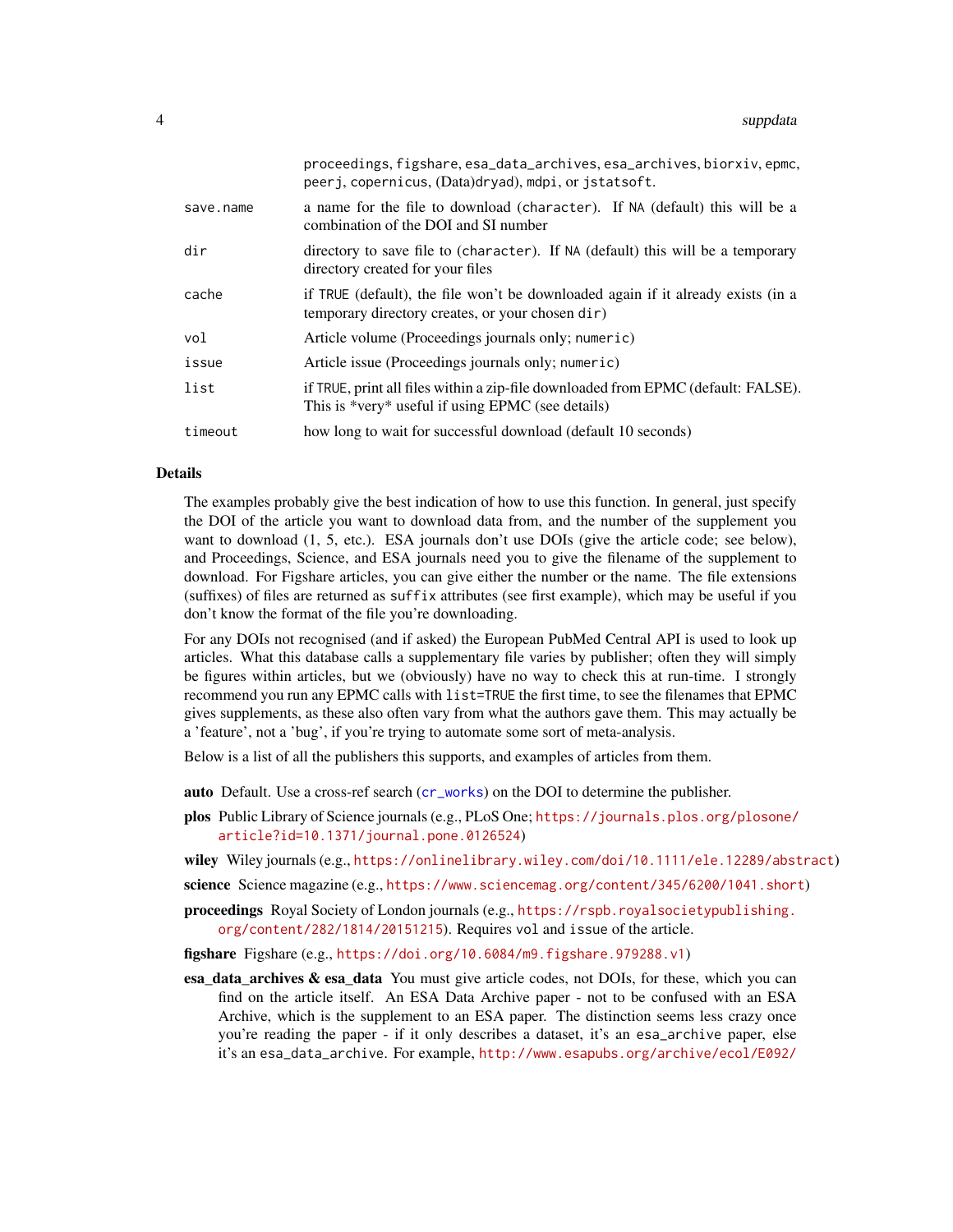| | |
|---|---|
| | proceedings, figshare, esa_data_archives, esa_archives, biorxiv, epmc, peerj, copernicus, (Data)dryad), mdpi, or jstatsoft. |
| save.name | a name for the file to download (character). If NA (default) this will be a combination of the DOI and SI number |
| dir | directory to save file to (character). If NA (default) this will be a temporary directory created for your files |
| cache | if TRUE (default), the file won't be downloaded again if it already exists (in a temporary directory creates, or your chosen dir) |
| vol | Article volume (Proceedings journals only; numeric) |
| issue | Article issue (Proceedings journals only; numeric) |
| list | if TRUE, print all files within a zip-file downloaded from EPMC (default: FALSE). This is *very* useful if using EPMC (see details) |
| timeout | how long to wait for successful download (default 10 seconds) |

## Details

The examples probably give the best indication of how to use this function. In general, just specify the DOI of the article you want to download data from, and the number of the supplement you want to download (1, 5, etc.). ESA journals don't use DOIs (give the article code; see below), and Proceedings, Science, and ESA journals need you to give the filename of the supplement to download. For Figshare articles, you can give either the number or the name. The file extensions (suffixes) of files are returned as suffix attributes (see first example), which may be useful if you don't know the format of the file you're downloading.

For any DOIs not recognised (and if asked) the European PubMed Central API is used to look up articles. What this database calls a supplementary file varies by publisher; often they will simply be figures within articles, but we (obviously) have no way to check this at run-time. I strongly recommend you run any EPMC calls with list=TRUE the first time, to see the filenames that EPMC gives supplements, as these also often vary from what the authors gave them. This may actually be a 'feature', not a 'bug', if you're trying to automate some sort of meta-analysis.

Below is a list of all the publishers this supports, and examples of articles from them.

**auto** Default. Use a cross-ref search (cr_works) on the DOI to determine the publisher.

**plos** Public Library of Science journals (e.g., PLoS One; https://journals.plos.org/plosone/article?id=10.1371/journal.pone.0126524)

**wiley** Wiley journals (e.g., https://onlinelibrary.wiley.com/doi/10.1111/ele.12289/abstract)

**science** Science magazine (e.g., https://www.sciencemag.org/content/345/6200/1041.short)

**proceedings** Royal Society of London journals (e.g., https://rspb.royalsocietypublishing.org/content/282/1814/20151215). Requires vol and issue of the article.

**figshare** Figshare (e.g., https://doi.org/10.6084/m9.figshare.979288.v1)

**esa_data_archives & esa_data** You must give article codes, not DOIs, for these, which you can find on the article itself. An ESA Data Archive paper - not to be confused with an ESA Archive, which is the supplement to an ESA paper. The distinction seems less crazy once you're reading the paper - if it only describes a dataset, it's an esa_archive paper, else it's an esa_data_archive. For example, http://www.esapubs.org/archive/ecol/E092/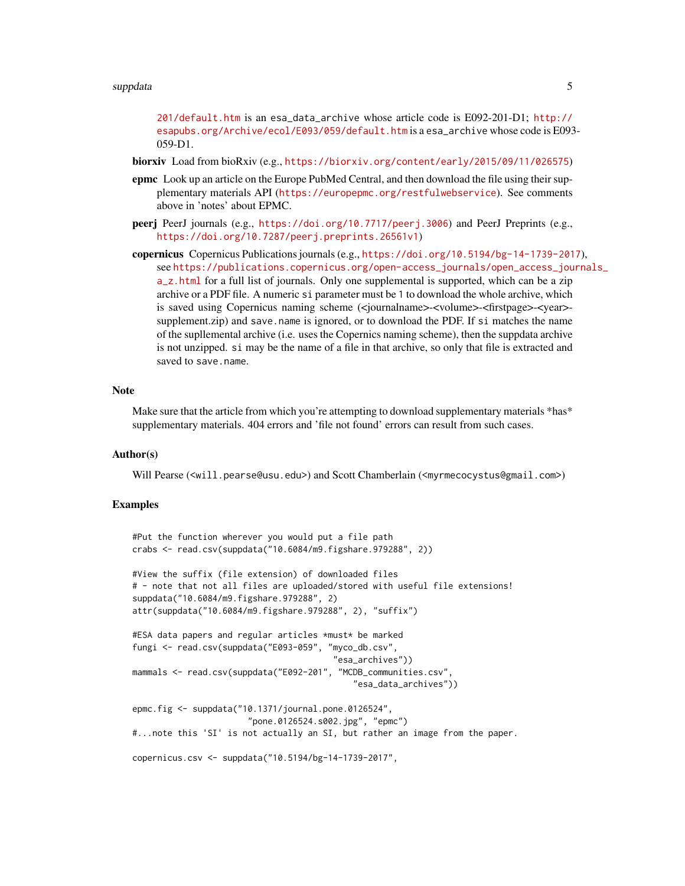201/default.htm is an esa_data_archive whose article code is E092-201-D1; http://esapubs.org/Archive/ecol/E093/059/default.htm is a esa_archive whose code is E093-059-D1.

**biorxiv** Load from bioRxiv (e.g., https://biorxiv.org/content/early/2015/09/11/026575)

**epmc** Look up an article on the Europe PubMed Central, and then download the file using their supplementary materials API (https://europepmc.org/restfulwebservice). See comments above in 'notes' about EPMC.

**peerj** PeerJ journals (e.g., https://doi.org/10.7717/peerj.3006) and PeerJ Preprints (e.g., https://doi.org/10.7287/peerj.preprints.26561v1)

**copernicus** Copernicus Publications journals (e.g., https://doi.org/10.5194/bg-14-1739-2017), see https://publications.copernicus.org/open-access_journals/open_access_journals_a_z.html for a full list of journals. Only one supplemental is supported, which can be a zip archive or a PDF file. A numeric `si` parameter must be 1 to download the whole archive, which is saved using Copernicus naming scheme (<journalname>-<volume>-<firstpage>-<year>-supplement.zip) and `save.name` is ignored, or to download the PDF. If `si` matches the name of the supllemental archive (i.e. uses the Copernics naming scheme), then the suppdata archive is not unzipped. `si` may be the name of a file in that archive, so only that file is extracted and saved to `save.name`.

## Note

Make sure that the article from which you're attempting to download supplementary materials *has* supplementary materials. 404 errors and 'file not found' errors can result from such cases.

## Author(s)

Will Pearse (<will.pearse@usu.edu>) and Scott Chamberlain (<myrmecocystus@gmail.com>)

## Examples

```
#Put the function wherever you would put a file path
crabs <- read.csv(suppdata("10.6084/m9.figshare.979288", 2))

#View the suffix (file extension) of downloaded files
# - note that not all files are uploaded/stored with useful file extensions!
suppdata("10.6084/m9.figshare.979288", 2)
attr(suppdata("10.6084/m9.figshare.979288", 2), "suffix")

#ESA data papers and regular articles *must* be marked
fungi <- read.csv(suppdata("E093-059", "myco_db.csv",
                                       "esa_archives"))
mammals <- read.csv(suppdata("E092-201", "MCDB_communities.csv",
                                            "esa_data_archives"))

epmc.fig <- suppdata("10.1371/journal.pone.0126524",
                     "pone.0126524.s002.jpg", "epmc")
#...note this 'SI' is not actually an SI, but rather an image from the paper.

copernicus.csv <- suppdata("10.5194/bg-14-1739-2017",
```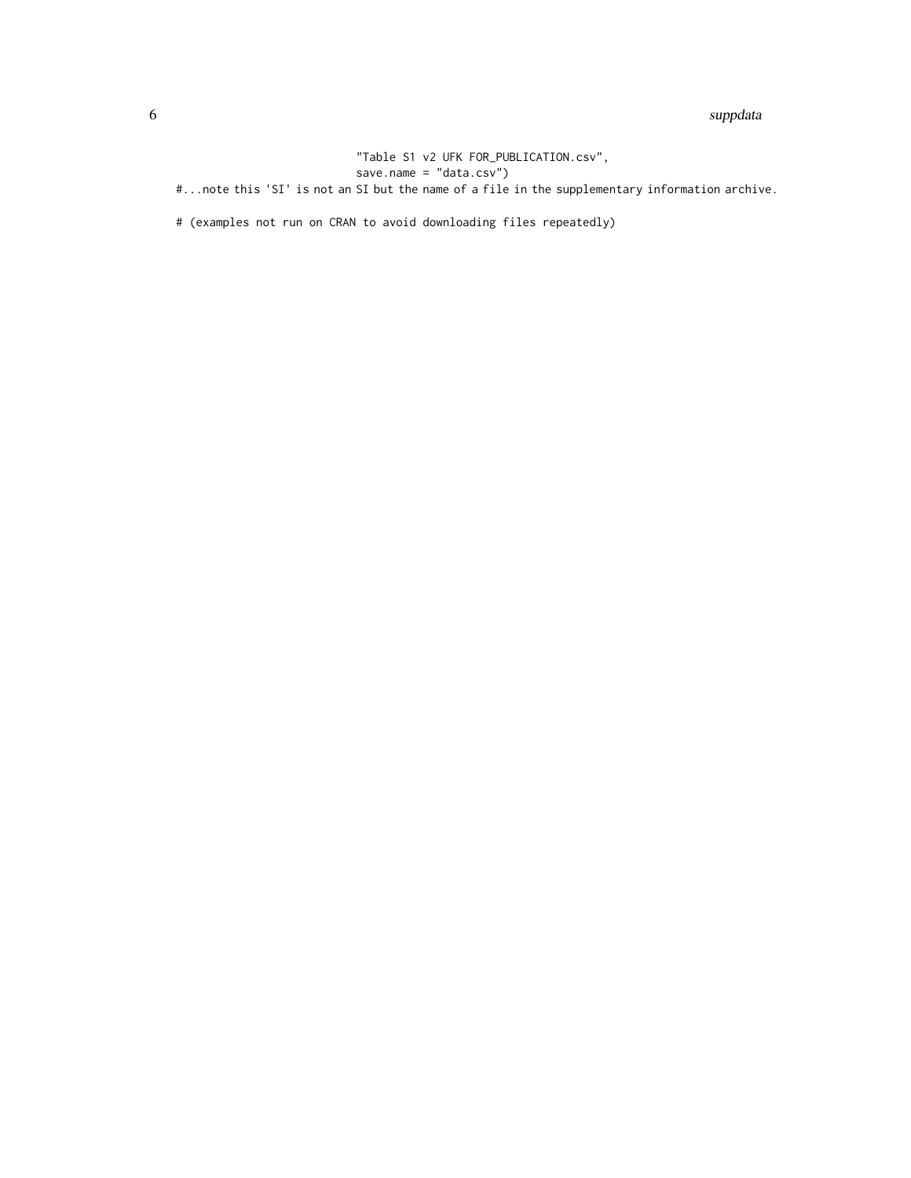```
                          "Table S1 v2 UFK FOR_PUBLICATION.csv",
                          save.name = "data.csv")
#...note this 'SI' is not an SI but the name of a file in the supplementary information archive.

# (examples not run on CRAN to avoid downloading files repeatedly)
```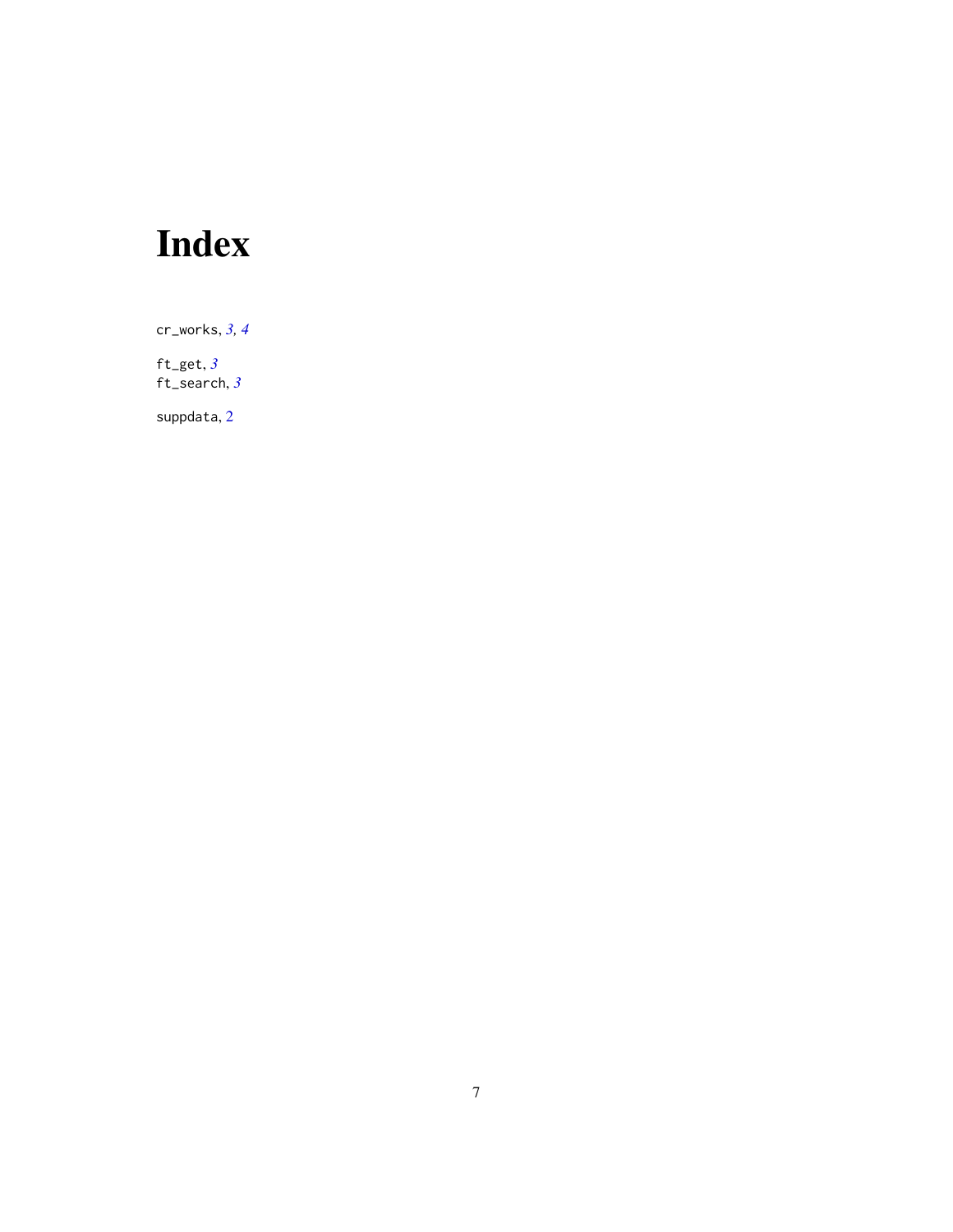# Index

cr_works, *3, 4*

ft_get, *3*
ft_search, *3*

suppdata, 2